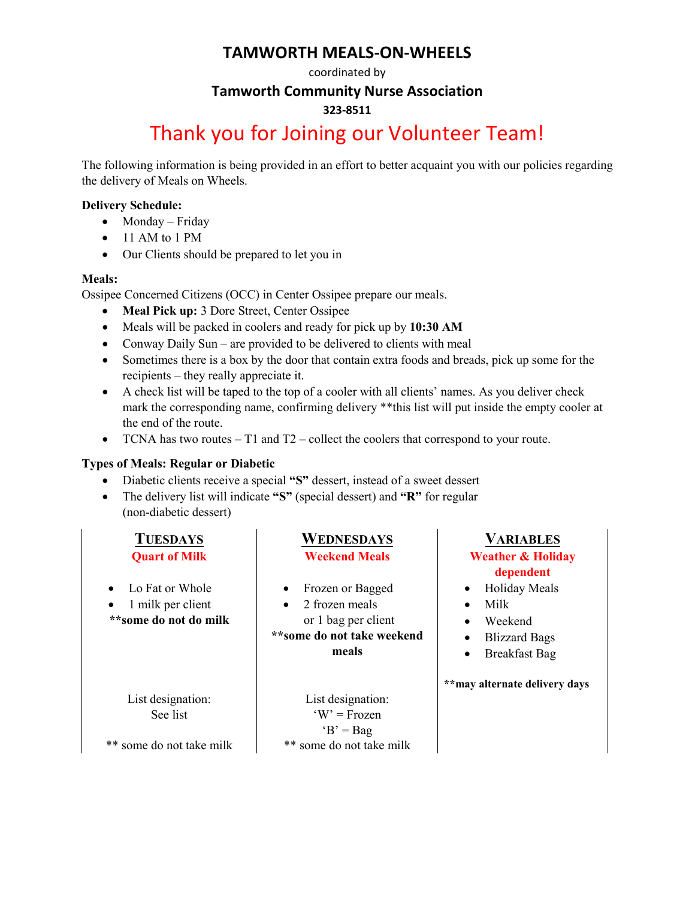# TAMWORTH MEALS-ON-WHEELS

coordinated by

## Tamworth Community Nurse Association

**323-8511**

## Thank you for Joining our Volunteer Team!

The following information is being provided in an effort to better acquaint you with our policies regarding the delivery of Meals on Wheels.

**Delivery Schedule:**

- Monday – Friday
- 11 AM to 1 PM
- Our Clients should be prepared to let you in

**Meals:**

Ossipee Concerned Citizens (OCC) in Center Ossipee prepare our meals.

- **Meal Pick up:** 3 Dore Street, Center Ossipee
- Meals will be packed in coolers and ready for pick up by **10:30 AM**
- Conway Daily Sun – are provided to be delivered to clients with meal
- Sometimes there is a box by the door that contain extra foods and breads, pick up some for the recipients – they really appreciate it.
- A check list will be taped to the top of a cooler with all clients' names. As you deliver check mark the corresponding name, confirming delivery **this list will put inside the empty cooler at the end of the route.
- TCNA has two routes – T1 and T2 – collect the coolers that correspond to your route.

**Types of Meals: Regular or Diabetic**

- Diabetic clients receive a special **"S"** dessert, instead of a sweet dessert
- The delivery list will indicate **"S"** (special dessert) and **"R"** for regular (non-diabetic dessert)

| TUESDAYS | WEDNESDAYS | VARIABLES |
|---|---|---|
| **Quart of Milk** | **Weekend Meals** | **Weather & Holiday dependent** |
| • Lo Fat or Whole<br>• 1 milk per client<br>**some do not do milk** | • Frozen or Bagged<br>• 2 frozen meals or 1 bag per client<br>**some do not take weekend meals** | • Holiday Meals<br>• Milk<br>• Weekend<br>• Blizzard Bags<br>• Breakfast Bag<br>**may alternate delivery days** |
| List designation:<br>See list<br><br>** some do not take milk | List designation:<br>'W' = Frozen<br>'B' = Bag<br>** some do not take milk | |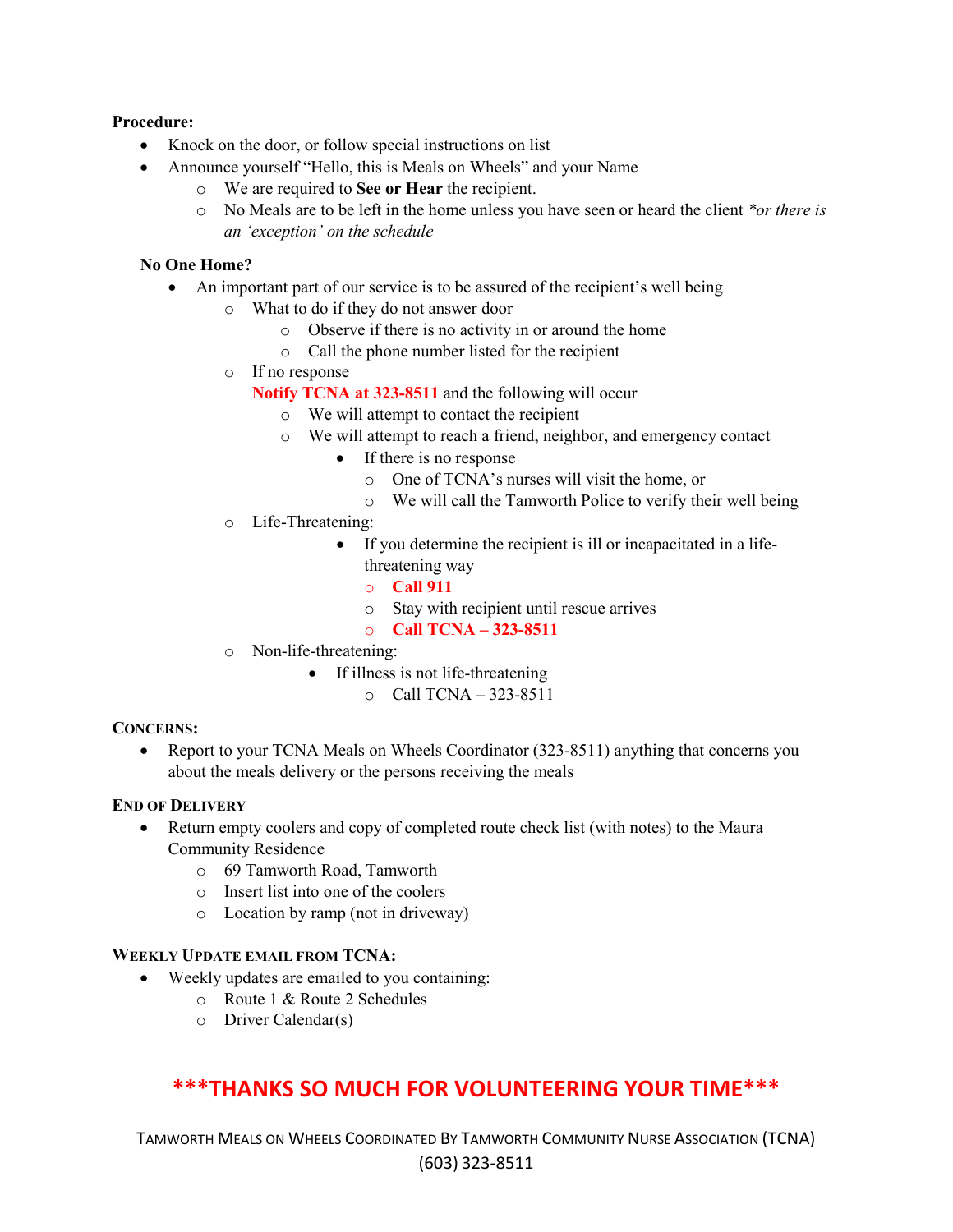**Procedure:**

- Knock on the door, or follow special instructions on list
- Announce yourself "Hello, this is Meals on Wheels" and your Name
  - We are required to **See or Hear** the recipient.
  - No Meals are to be left in the home unless you have seen or heard the client *\*or there is an 'exception' on the schedule*

**No One Home?**

- An important part of our service is to be assured of the recipient's well being
  - What to do if they do not answer door
    - Observe if there is no activity in or around the home
    - Call the phone number listed for the recipient
  - If no response
    **Notify TCNA at 323-8511** and the following will occur
    - We will attempt to contact the recipient
    - We will attempt to reach a friend, neighbor, and emergency contact
      - If there is no response
        - One of TCNA's nurses will visit the home, or
        - We will call the Tamworth Police to verify their well being
  - Life-Threatening:
    - If you determine the recipient is ill or incapacitated in a life-threatening way
      - **Call 911**
      - Stay with recipient until rescue arrives
      - **Call TCNA – 323-8511**
  - Non-life-threatening:
    - If illness is not life-threatening
      - Call TCNA – 323-8511

**CONCERNS:**

- Report to your TCNA Meals on Wheels Coordinator (323-8511) anything that concerns you about the meals delivery or the persons receiving the meals

**END OF DELIVERY**

- Return empty coolers and copy of completed route check list (with notes) to the Maura Community Residence
  - 69 Tamworth Road, Tamworth
  - Insert list into one of the coolers
  - Location by ramp (not in driveway)

**WEEKLY UPDATE EMAIL FROM TCNA:**

- Weekly updates are emailed to you containing:
  - Route 1 & Route 2 Schedules
  - Driver Calendar(s)

**\*\*\*THANKS SO MUCH FOR VOLUNTEERING YOUR TIME\*\*\***

TAMWORTH MEALS ON WHEELS COORDINATED BY TAMWORTH COMMUNITY NURSE ASSOCIATION (TCNA)
(603) 323-8511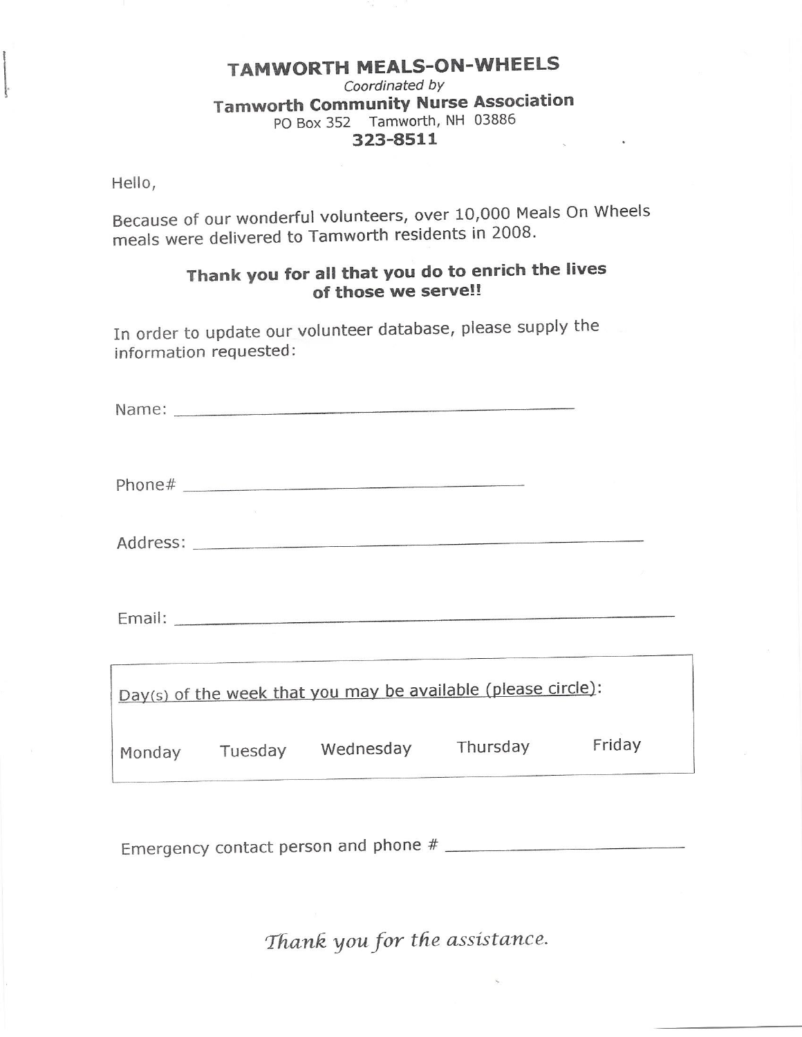# TAMWORTH MEALS-ON-WHEELS

*Coordinated by*

**Tamworth Community Nurse Association**

PO Box 352 Tamworth, NH 03886

**323-8511**

Hello,

Because of our wonderful volunteers, over 10,000 Meals On Wheels meals were delivered to Tamworth residents in 2008.

**Thank you for all that you do to enrich the lives of those we serve!!**

In order to update our volunteer database, please supply the information requested:

Name: ______________________________________

Phone# ________________________________

Address: ________________________________________

Email: ______________________________________________

<u>Day(s) of the week that you may be available (please circle)</u>:

Monday Tuesday Wednesday Thursday Friday

Emergency contact person and phone # ______________________

*Thank you for the assistance.*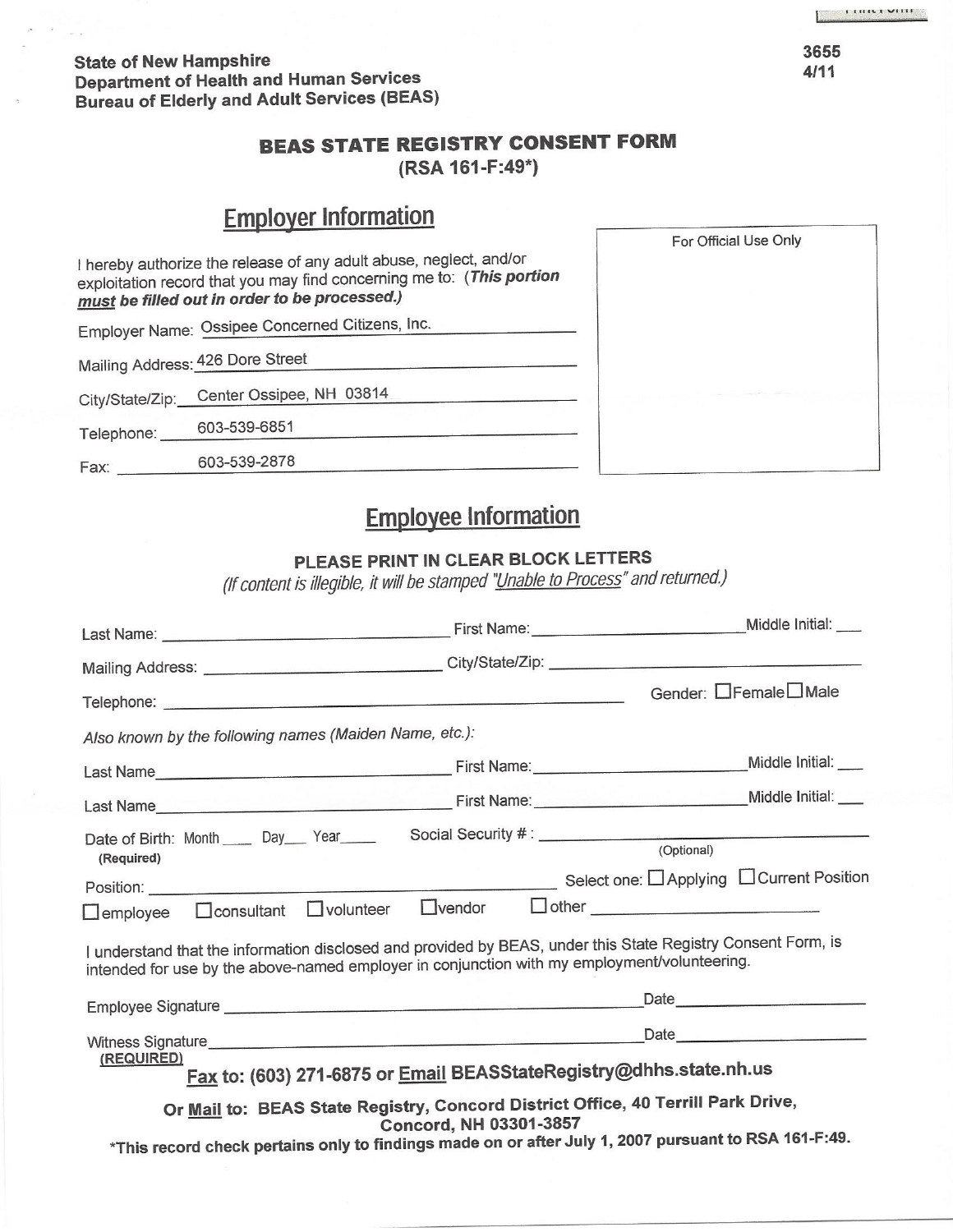State of New Hampshire
Department of Health and Human Services
Bureau of Elderly and Adult Services (BEAS)

3655
4/11

# BEAS STATE REGISTRY CONSENT FORM

(RSA 161-F:49*)

## Employer Information

I hereby authorize the release of any adult abuse, neglect, and/or exploitation record that you may find concerning me to: (***This portion must be filled out in order to be processed.)***

Employer Name: Ossipee Concerned Citizens, Inc.

Mailing Address: 426 Dore Street

City/State/Zip: Center Ossipee, NH 03814

Telephone: 603-539-6851

Fax: 603-539-2878

For Official Use Only

## Employee Information

**PLEASE PRINT IN CLEAR BLOCK LETTERS**

*(If content is illegible, it will be stamped "Unable to Process" and returned.)*

Last Name: ______________________ First Name: ______________________ Middle Initial: ___

Mailing Address: ______________________ City/State/Zip: ______________________

Telephone: ______________________ Gender: ☐Female ☐Male

*Also known by the following names (Maiden Name, etc.):*

Last Name ______________________ First Name: ______________________ Middle Initial: ___

Last Name ______________________ First Name: ______________________ Middle Initial: ___

Date of Birth: Month ____ Day ___ Year ____ **(Required)** Social Security # : ______________________ (Optional)

Position: ______________________ Select one: ☐ Applying ☐ Current Position

☐ employee ☐ consultant ☐ volunteer ☐ vendor ☐ other ______________________

I understand that the information disclosed and provided by BEAS, under this State Registry Consent Form, is intended for use by the above-named employer in conjunction with my employment/volunteering.

Employee Signature ______________________ Date ______________________

Witness Signature ______________________ Date ______________________
**(REQUIRED)**

**Fax to: (603) 271-6875 or Email BEASStateRegistry@dhhs.state.nh.us**

**Or Mail to: BEAS State Registry, Concord District Office, 40 Terrill Park Drive, Concord, NH 03301-3857**

**\*This record check pertains only to findings made on or after July 1, 2007 pursuant to RSA 161-F:49.**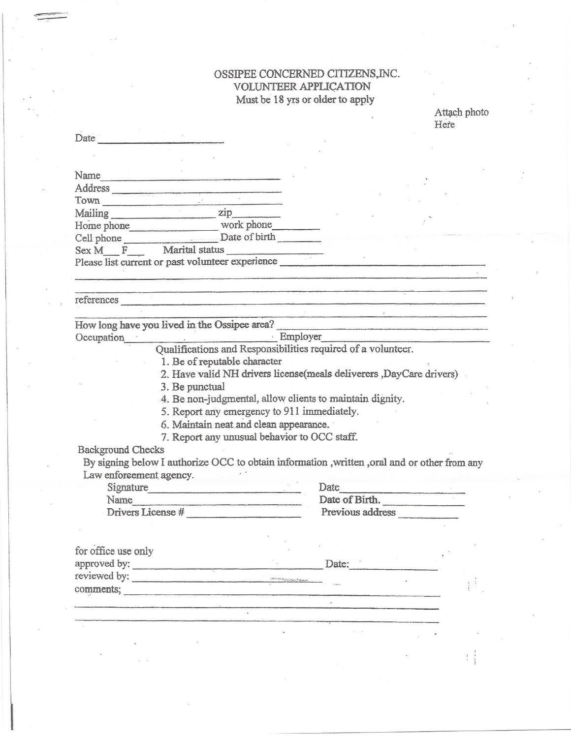# OSSIPEE CONCERNED CITIZENS,INC.
## VOLUNTEER APPLICATION
Must be 18 yrs or older to apply

Attach photo Here

Date ____________________

Name ______________________________
Address ______________________________
Town ______________________________
Mailing ________________ zip________
Home phone________________ work phone________
Cell phone ________________ Date of birth ________
Sex M___ F___ Marital status ________________
Please list current or past volunteer experience ______________________________

______________________________________________________________________

______________________________________________________________________

references ______________________________________________________________

______________________________________________________________________

How long have you lived in the Ossipee area? ______________________________
Occupation______________________ Employer______________________________

Qualifications and Responsibilities required of a volunteer.

1. Be of reputable character
2. Have valid NH drivers license(meals deliverers ,DayCare drivers)
3. Be punctual
4. Be non-judgmental, allow clients to maintain dignity.
5. Report any emergency to 911 immediately.
6. Maintain neat and clean appearance.
7. Report any unusual behavior to OCC staff.

Background Checks

By signing below I authorize OCC to obtain information ,written ,oral and or other from any Law enforcement agency.

Signature__________________________ Date____________________
Name__________________________ Date of Birth. ______________
Drivers License # __________________ Previous address __________

for office use only
approved by: ______________________________ Date:______________
reviewed by: ______________________________
comments; ______________________________________________________

______________________________________________________________________

______________________________________________________________________